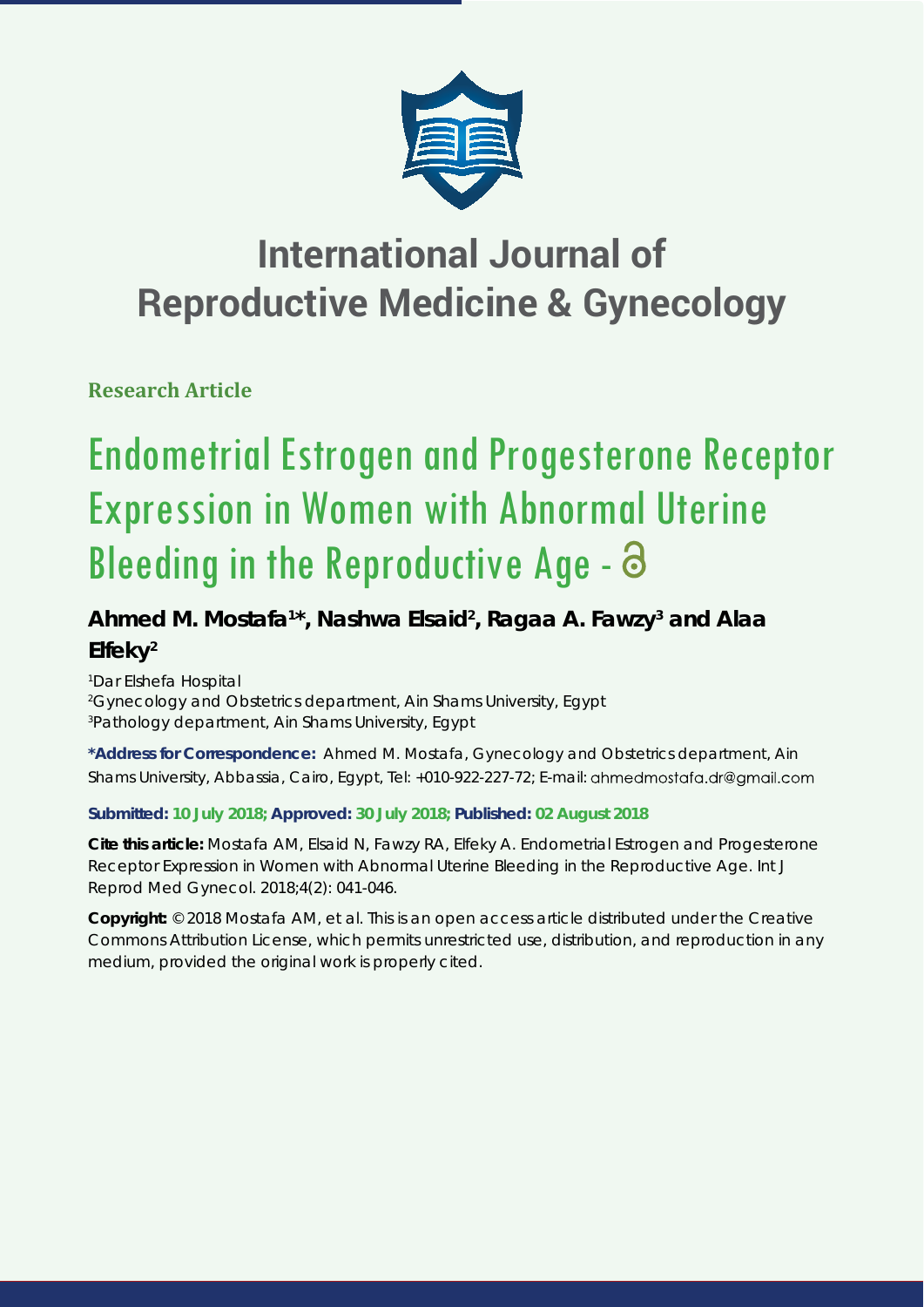# International Journal of Reproductive Medicine & Gynecology

**Research Article**

# Endometrial Estrogen and Progesterone Receptor Expression in Women with Abnormal Uterine Bleeding in the Reproductive Age

**Ahmed M. Mostafa[1]*, Nashwa Elsaid[2], Ragaa A. Fawzy[3] and Alaa Elfeky[2]**

[1]Dar Elshefa Hospital
[2]Gynecology and Obstetrics department, Ain Shams University, Egypt
[3]Pathology department, Ain Shams University, Egypt

**\*Address for Correspondence:** Ahmed M. Mostafa, Gynecology and Obstetrics department, Ain Shams University, Abbassia, Cairo, Egypt, Tel: +010-922-227-72; E-mail: ahmedmostafa.dr@gmail.com

**Submitted: 10 July 2018; Approved: 30 July 2018; Published: 02 August 2018**

**Cite this article:** Mostafa AM, Elsaid N, Fawzy RA, Elfeky A. Endometrial Estrogen and Progesterone Receptor Expression in Women with Abnormal Uterine Bleeding in the Reproductive Age. Int J Reprod Med Gynecol. 2018;4(2): 041-046.

**Copyright:** © 2018 Mostafa AM, et al. This is an open access article distributed under the Creative Commons Attribution License, which permits unrestricted use, distribution, and reproduction in any medium, provided the original work is properly cited.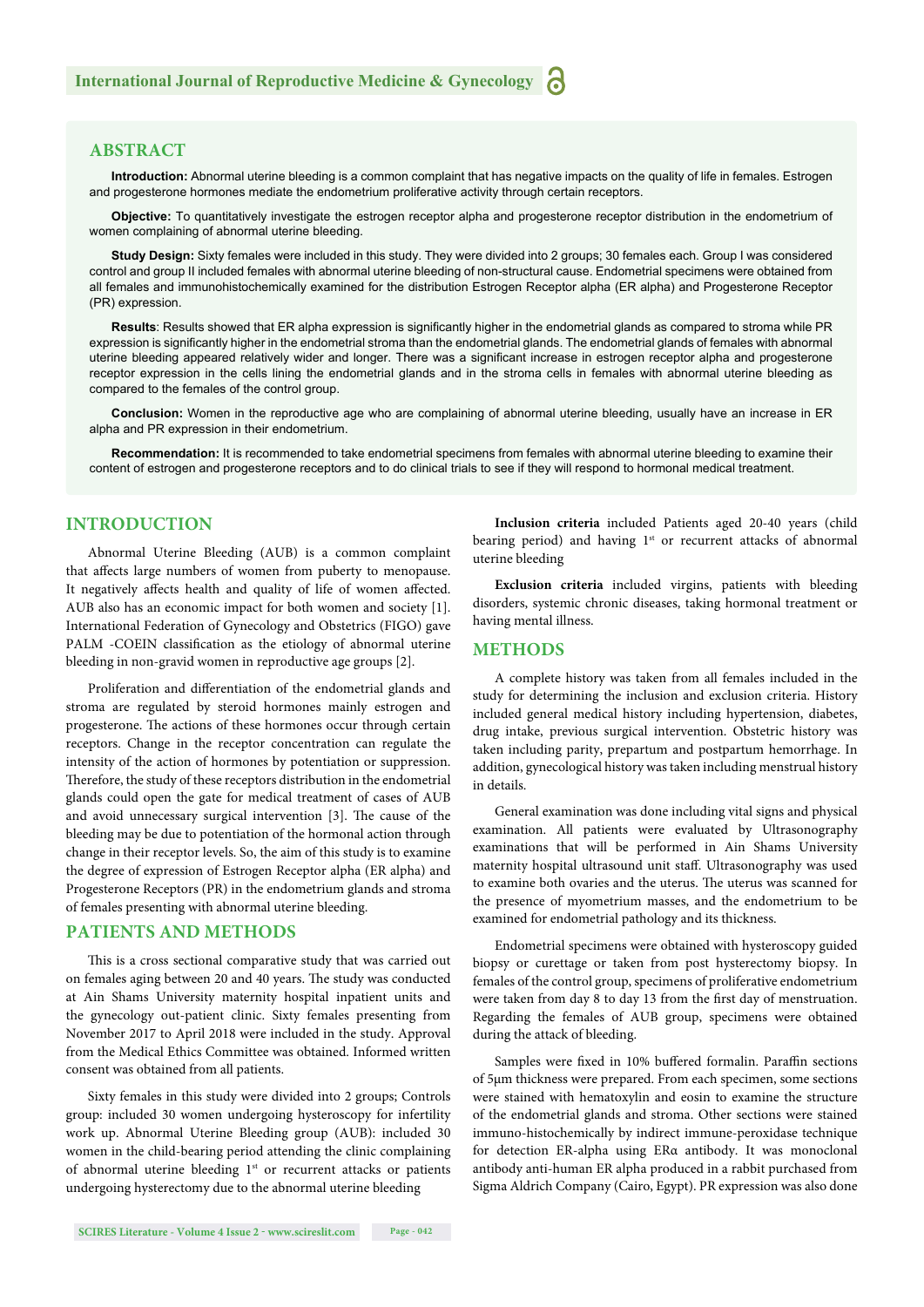## ABSTRACT

**Introduction:** Abnormal uterine bleeding is a common complaint that has negative impacts on the quality of life in females. Estrogen and progesterone hormones mediate the endometrium proliferative activity through certain receptors.

**Objective:** To quantitatively investigate the estrogen receptor alpha and progesterone receptor distribution in the endometrium of women complaining of abnormal uterine bleeding.

**Study Design:** Sixty females were included in this study. They were divided into 2 groups; 30 females each. Group I was considered control and group II included females with abnormal uterine bleeding of non-structural cause. Endometrial specimens were obtained from all females and immunohistochemically examined for the distribution Estrogen Receptor alpha (ER alpha) and Progesterone Receptor (PR) expression.

**Results**: Results showed that ER alpha expression is significantly higher in the endometrial glands as compared to stroma while PR expression is significantly higher in the endometrial stroma than the endometrial glands. The endometrial glands of females with abnormal uterine bleeding appeared relatively wider and longer. There was a significant increase in estrogen receptor alpha and progesterone receptor expression in the cells lining the endometrial glands and in the stroma cells in females with abnormal uterine bleeding as compared to the females of the control group.

**Conclusion:** Women in the reproductive age who are complaining of abnormal uterine bleeding, usually have an increase in ER alpha and PR expression in their endometrium.

**Recommendation:** It is recommended to take endometrial specimens from females with abnormal uterine bleeding to examine their content of estrogen and progesterone receptors and to do clinical trials to see if they will respond to hormonal medical treatment.

## INTRODUCTION

Abnormal Uterine Bleeding (AUB) is a common complaint that affects large numbers of women from puberty to menopause. It negatively affects health and quality of life of women affected. AUB also has an economic impact for both women and society [1]. International Federation of Gynecology and Obstetrics (FIGO) gave PALM -COEIN classification as the etiology of abnormal uterine bleeding in non-gravid women in reproductive age groups [2].

Proliferation and differentiation of the endometrial glands and stroma are regulated by steroid hormones mainly estrogen and progesterone. The actions of these hormones occur through certain receptors. Change in the receptor concentration can regulate the intensity of the action of hormones by potentiation or suppression. Therefore, the study of these receptors distribution in the endometrial glands could open the gate for medical treatment of cases of AUB and avoid unnecessary surgical intervention [3]. The cause of the bleeding may be due to potentiation of the hormonal action through change in their receptor levels. So, the aim of this study is to examine the degree of expression of Estrogen Receptor alpha (ER alpha) and Progesterone Receptors (PR) in the endometrium glands and stroma of females presenting with abnormal uterine bleeding.

## PATIENTS AND METHODS

This is a cross sectional comparative study that was carried out on females aging between 20 and 40 years. The study was conducted at Ain Shams University maternity hospital inpatient units and the gynecology out-patient clinic. Sixty females presenting from November 2017 to April 2018 were included in the study. Approval from the Medical Ethics Committee was obtained. Informed written consent was obtained from all patients.

Sixty females in this study were divided into 2 groups; Controls group: included 30 women undergoing hysteroscopy for infertility work up. Abnormal Uterine Bleeding group (AUB): included 30 women in the child-bearing period attending the clinic complaining of abnormal uterine bleeding 1st or recurrent attacks or patients undergoing hysterectomy due to the abnormal uterine bleeding

**Inclusion criteria** included Patients aged 20-40 years (child bearing period) and having 1st or recurrent attacks of abnormal uterine bleeding

**Exclusion criteria** included virgins, patients with bleeding disorders, systemic chronic diseases, taking hormonal treatment or having mental illness.

## METHODS

A complete history was taken from all females included in the study for determining the inclusion and exclusion criteria. History included general medical history including hypertension, diabetes, drug intake, previous surgical intervention. Obstetric history was taken including parity, prepartum and postpartum hemorrhage. In addition, gynecological history was taken including menstrual history in details.

General examination was done including vital signs and physical examination. All patients were evaluated by Ultrasonography examinations that will be performed in Ain Shams University maternity hospital ultrasound unit staff. Ultrasonography was used to examine both ovaries and the uterus. The uterus was scanned for the presence of myometrium masses, and the endometrium to be examined for endometrial pathology and its thickness.

Endometrial specimens were obtained with hysteroscopy guided biopsy or curettage or taken from post hysterectomy biopsy. In females of the control group, specimens of proliferative endometrium were taken from day 8 to day 13 from the first day of menstruation. Regarding the females of AUB group, specimens were obtained during the attack of bleeding.

Samples were fixed in 10% buffered formalin. Paraffin sections of 5μm thickness were prepared. From each specimen, some sections were stained with hematoxylin and eosin to examine the structure of the endometrial glands and stroma. Other sections were stained immuno-histochemically by indirect immune-peroxidase technique for detection ER-alpha using ERα antibody. It was monoclonal antibody anti-human ER alpha produced in a rabbit purchased from Sigma Aldrich Company (Cairo, Egypt). PR expression was also done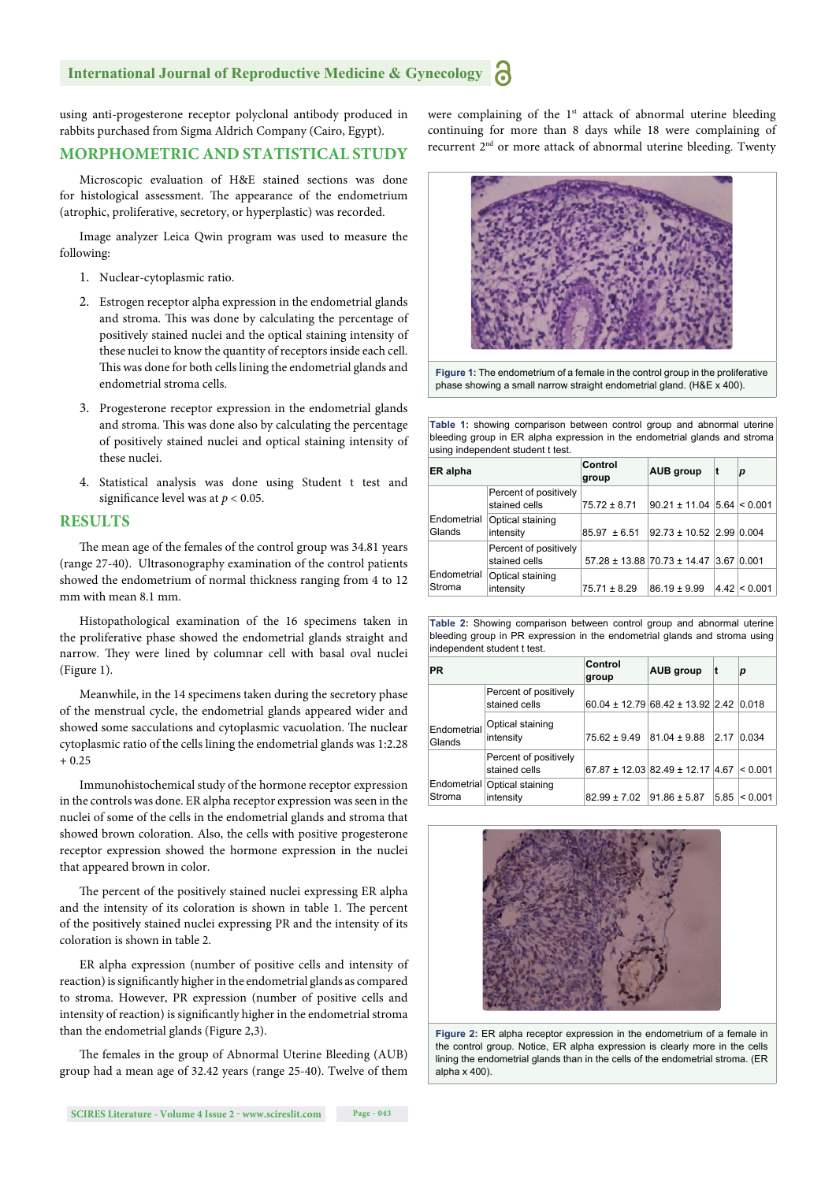using anti-progesterone receptor polyclonal antibody produced in rabbits purchased from Sigma Aldrich Company (Cairo, Egypt).

## MORPHOMETRIC AND STATISTICAL STUDY

Microscopic evaluation of H&E stained sections was done for histological assessment. The appearance of the endometrium (atrophic, proliferative, secretory, or hyperplastic) was recorded.

Image analyzer Leica Qwin program was used to measure the following:

1. Nuclear-cytoplasmic ratio.
2. Estrogen receptor alpha expression in the endometrial glands and stroma. This was done by calculating the percentage of positively stained nuclei and the optical staining intensity of these nuclei to know the quantity of receptors inside each cell. This was done for both cells lining the endometrial glands and endometrial stroma cells.
3. Progesterone receptor expression in the endometrial glands and stroma. This was done also by calculating the percentage of positively stained nuclei and optical staining intensity of these nuclei.
4. Statistical analysis was done using Student t test and significance level was at $p < 0.05$.

## RESULTS

The mean age of the females of the control group was 34.81 years (range 27-40). Ultrasonography examination of the control patients showed the endometrium of normal thickness ranging from 4 to 12 mm with mean 8.1 mm.

Histopathological examination of the 16 specimens taken in the proliferative phase showed the endometrial glands straight and narrow. They were lined by columnar cell with basal oval nuclei (Figure 1).

Meanwhile, in the 14 specimens taken during the secretory phase of the menstrual cycle, the endometrial glands appeared wider and showed some sacculations and cytoplasmic vacuolation. The nuclear cytoplasmic ratio of the cells lining the endometrial glands was 1:2.28 + 0.25

Immunohistochemical study of the hormone receptor expression in the controls was done. ER alpha receptor expression was seen in the nuclei of some of the cells in the endometrial glands and stroma that showed brown coloration. Also, the cells with positive progesterone receptor expression showed the hormone expression in the nuclei that appeared brown in color.

The percent of the positively stained nuclei expressing ER alpha and the intensity of its coloration is shown in table 1. The percent of the positively stained nuclei expressing PR and the intensity of its coloration is shown in table 2.

ER alpha expression (number of positive cells and intensity of reaction) is significantly higher in the endometrial glands as compared to stroma. However, PR expression (number of positive cells and intensity of reaction) is significantly higher in the endometrial stroma than the endometrial glands (Figure 2,3).

The females in the group of Abnormal Uterine Bleeding (AUB) group had a mean age of 32.42 years (range 25-40). Twelve of them were complaining of the 1[st] attack of abnormal uterine bleeding continuing for more than 8 days while 18 were complaining of recurrent 2[nd] or more attack of abnormal uterine bleeding. Twenty

**Figure 1:** The endometrium of a female in the control group in the proliferative phase showing a small narrow straight endometrial gland. (H&E x 400).

**Table 1:** showing comparison between control group and abnormal uterine bleeding group in ER alpha expression in the endometrial glands and stroma using independent student t test.

| ER alpha | | Control group | AUB group | t | p |
|---|---|---|---|---|---|
| Endometrial Glands | Percent of positively stained cells | 75.72 ± 8.71 | 90.21 ± 11.04 | 5.64 | < 0.001 |
| | Optical staining intensity | 85.97 ± 6.51 | 92.73 ± 10.52 | 2.99 | 0.004 |
| Endometrial Stroma | Percent of positively stained cells | 57.28 ± 13.88 | 70.73 ± 14.47 | 3.67 | 0.001 |
| | Optical staining intensity | 75.71 ± 8.29 | 86.19 ± 9.99 | 4.42 | < 0.001 |

**Table 2:** Showing comparison between control group and abnormal uterine bleeding group in PR expression in the endometrial glands and stroma using independent student t test.

| PR | | Control group | AUB group | t | p |
|---|---|---|---|---|---|
| Endometrial Glands | Percent of positively stained cells | 60.04 ± 12.79 | 68.42 ± 13.92 | 2.42 | 0.018 |
| | Optical staining intensity | 75.62 ± 9.49 | 81.04 ± 9.88 | 2.17 | 0.034 |
| Endometrial Stroma | Percent of positively stained cells | 67.87 ± 12.03 | 82.49 ± 12.17 | 4.67 | < 0.001 |
| | Optical staining intensity | 82.99 ± 7.02 | 91.86 ± 5.87 | 5.85 | < 0.001 |

**Figure 2:** ER alpha receptor expression in the endometrium of a female in the control group. Notice, ER alpha expression is clearly more in the cells lining the endometrial glands than in the cells of the endometrial stroma. (ER alpha x 400).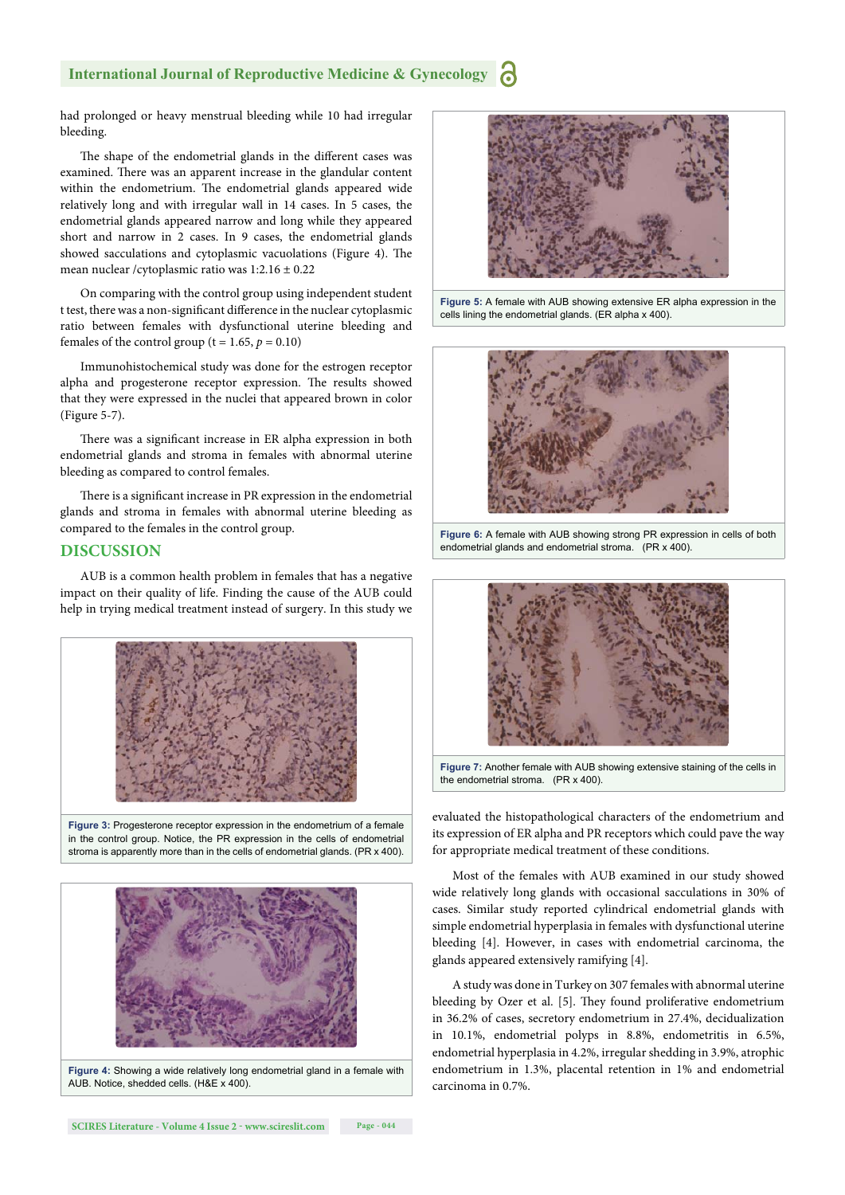had prolonged or heavy menstrual bleeding while 10 had irregular bleeding.

The shape of the endometrial glands in the different cases was examined. There was an apparent increase in the glandular content within the endometrium. The endometrial glands appeared wide relatively long and with irregular wall in 14 cases. In 5 cases, the endometrial glands appeared narrow and long while they appeared short and narrow in 2 cases. In 9 cases, the endometrial glands showed sacculations and cytoplasmic vacuolations (Figure 4). The mean nuclear /cytoplasmic ratio was 1:2.16 ± 0.22

On comparing with the control group using independent student t test, there was a non-significant difference in the nuclear cytoplasmic ratio between females with dysfunctional uterine bleeding and females of the control group (t = 1.65, $p$ = 0.10)

Immunohistochemical study was done for the estrogen receptor alpha and progesterone receptor expression. The results showed that they were expressed in the nuclei that appeared brown in color (Figure 5-7).

There was a significant increase in ER alpha expression in both endometrial glands and stroma in females with abnormal uterine bleeding as compared to control females.

There is a significant increase in PR expression in the endometrial glands and stroma in females with abnormal uterine bleeding as compared to the females in the control group.

## DISCUSSION

AUB is a common health problem in females that has a negative impact on their quality of life. Finding the cause of the AUB could help in trying medical treatment instead of surgery. In this study we evaluated the histopathological characters of the endometrium and its expression of ER alpha and PR receptors which could pave the way for appropriate medical treatment of these conditions.

**Figure 3:** Progesterone receptor expression in the endometrium of a female in the control group. Notice, the PR expression in the cells of endometrial stroma is apparently more than in the cells of endometrial glands. (PR x 400).

**Figure 4:** Showing a wide relatively long endometrial gland in a female with AUB. Notice, shedded cells. (H&E x 400).

**Figure 5:** A female with AUB showing extensive ER alpha expression in the cells lining the endometrial glands. (ER alpha x 400).

**Figure 6:** A female with AUB showing strong PR expression in cells of both endometrial glands and endometrial stroma. (PR x 400).

**Figure 7:** Another female with AUB showing extensive staining of the cells in the endometrial stroma. (PR x 400).

Most of the females with AUB examined in our study showed wide relatively long glands with occasional sacculations in 30% of cases. Similar study reported cylindrical endometrial glands with simple endometrial hyperplasia in females with dysfunctional uterine bleeding [4]. However, in cases with endometrial carcinoma, the glands appeared extensively ramifying [4].

A study was done in Turkey on 307 females with abnormal uterine bleeding by Ozer et al. [5]. They found proliferative endometrium in 36.2% of cases, secretory endometrium in 27.4%, decidualization in 10.1%, endometrial polyps in 8.8%, endometritis in 6.5%, endometrial hyperplasia in 4.2%, irregular shedding in 3.9%, atrophic endometrium in 1.3%, placental retention in 1% and endometrial carcinoma in 0.7%.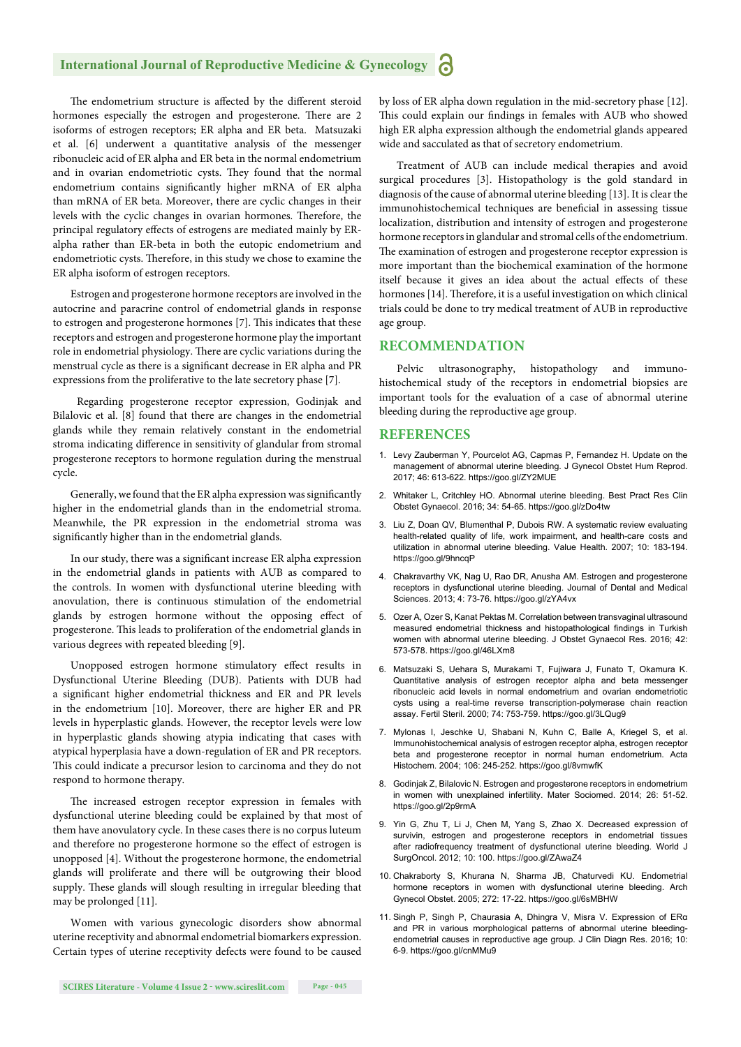The endometrium structure is affected by the different steroid hormones especially the estrogen and progesterone. There are 2 isoforms of estrogen receptors; ER alpha and ER beta. Matsuzaki et al. [6] underwent a quantitative analysis of the messenger ribonucleic acid of ER alpha and ER beta in the normal endometrium and in ovarian endometriotic cysts. They found that the normal endometrium contains significantly higher mRNA of ER alpha than mRNA of ER beta. Moreover, there are cyclic changes in their levels with the cyclic changes in ovarian hormones. Therefore, the principal regulatory effects of estrogens are mediated mainly by ER-alpha rather than ER-beta in both the eutopic endometrium and endometriotic cysts. Therefore, in this study we chose to examine the ER alpha isoform of estrogen receptors.

Estrogen and progesterone hormone receptors are involved in the autocrine and paracrine control of endometrial glands in response to estrogen and progesterone hormones [7]. This indicates that these receptors and estrogen and progesterone hormone play the important role in endometrial physiology. There are cyclic variations during the menstrual cycle as there is a significant decrease in ER alpha and PR expressions from the proliferative to the late secretory phase [7].

Regarding progesterone receptor expression, Godinjak and Bilalovic et al. [8] found that there are changes in the endometrial glands while they remain relatively constant in the endometrial stroma indicating difference in sensitivity of glandular from stromal progesterone receptors to hormone regulation during the menstrual cycle.

Generally, we found that the ER alpha expression was significantly higher in the endometrial glands than in the endometrial stroma. Meanwhile, the PR expression in the endometrial stroma was significantly higher than in the endometrial glands.

In our study, there was a significant increase ER alpha expression in the endometrial glands in patients with AUB as compared to the controls. In women with dysfunctional uterine bleeding with anovulation, there is continuous stimulation of the endometrial glands by estrogen hormone without the opposing effect of progesterone. This leads to proliferation of the endometrial glands in various degrees with repeated bleeding [9].

Unopposed estrogen hormone stimulatory effect results in Dysfunctional Uterine Bleeding (DUB). Patients with DUB had a significant higher endometrial thickness and ER and PR levels in the endometrium [10]. Moreover, there are higher ER and PR levels in hyperplastic glands. However, the receptor levels were low in hyperplastic glands showing atypia indicating that cases with atypical hyperplasia have a down-regulation of ER and PR receptors. This could indicate a precursor lesion to carcinoma and they do not respond to hormone therapy.

The increased estrogen receptor expression in females with dysfunctional uterine bleeding could be explained by that most of them have anovulatory cycle. In these cases there is no corpus luteum and therefore no progesterone hormone so the effect of estrogen is unopposed [4]. Without the progesterone hormone, the endometrial glands will proliferate and there will be outgrowing their blood supply. These glands will slough resulting in irregular bleeding that may be prolonged [11].

Women with various gynecologic disorders show abnormal uterine receptivity and abnormal endometrial biomarkers expression. Certain types of uterine receptivity defects were found to be caused by loss of ER alpha down regulation in the mid-secretory phase [12]. This could explain our findings in females with AUB who showed high ER alpha expression although the endometrial glands appeared wide and sacculated as that of secretory endometrium.

Treatment of AUB can include medical therapies and avoid surgical procedures [3]. Histopathology is the gold standard in diagnosis of the cause of abnormal uterine bleeding [13]. It is clear the immunohistochemical techniques are beneficial in assessing tissue localization, distribution and intensity of estrogen and progesterone hormone receptors in glandular and stromal cells of the endometrium. The examination of estrogen and progesterone receptor expression is more important than the biochemical examination of the hormone itself because it gives an idea about the actual effects of these hormones [14]. Therefore, it is a useful investigation on which clinical trials could be done to try medical treatment of AUB in reproductive age group.

## RECOMMENDATION

Pelvic ultrasonography, histopathology and immuno-histochemical study of the receptors in endometrial biopsies are important tools for the evaluation of a case of abnormal uterine bleeding during the reproductive age group.

## REFERENCES

1. Levy Zauberman Y, Pourcelot AG, Capmas P, Fernandez H. Update on the management of abnormal uterine bleeding. J Gynecol Obstet Hum Reprod. 2017; 46: 613-622. https://goo.gl/ZY2MUE
2. Whitaker L, Critchley HO. Abnormal uterine bleeding. Best Pract Res Clin Obstet Gynaecol. 2016; 34: 54-65. https://goo.gl/zDo4tw
3. Liu Z, Doan QV, Blumenthal P, Dubois RW. A systematic review evaluating health-related quality of life, work impairment, and health-care costs and utilization in abnormal uterine bleeding. Value Health. 2007; 10: 183-194. https://goo.gl/9hncqP
4. Chakravarthy VK, Nag U, Rao DR, Anusha AM. Estrogen and progesterone receptors in dysfunctional uterine bleeding. Journal of Dental and Medical Sciences. 2013; 4: 73-76. https://goo.gl/zYA4vx
5. Ozer A, Ozer S, Kanat Pektas M. Correlation between transvaginal ultrasound measured endometrial thickness and histopathological findings in Turkish women with abnormal uterine bleeding. J Obstet Gynaecol Res. 2016; 42: 573-578. https://goo.gl/46LXm8
6. Matsuzaki S, Uehara S, Murakami T, Fujiwara J, Funato T, Okamura K. Quantitative analysis of estrogen receptor alpha and beta messenger ribonucleic acid levels in normal endometrium and ovarian endometriotic cysts using a real-time reverse transcription-polymerase chain reaction assay. Fertil Steril. 2000; 74: 753-759. https://goo.gl/3LQug9
7. Mylonas I, Jeschke U, Shabani N, Kuhn C, Balle A, Kriegel S, et al. Immunohistochemical analysis of estrogen receptor alpha, estrogen receptor beta and progesterone receptor in normal human endometrium. Acta Histochem. 2004; 106: 245-252. https://goo.gl/8vmwfK
8. Godinjak Z, Bilalovic N. Estrogen and progesterone receptors in endometrium in women with unexplained infertility. Mater Sociomed. 2014; 26: 51-52. https://goo.gl/2p9rmA
9. Yin G, Zhu T, Li J, Chen M, Yang S, Zhao X. Decreased expression of survivin, estrogen and progesterone receptors in endometrial tissues after radiofrequency treatment of dysfunctional uterine bleeding. World J SurgOncol. 2012; 10: 100. https://goo.gl/ZAwaZ4
10. Chakraborty S, Khurana N, Sharma JB, Chaturvedi KU. Endometrial hormone receptors in women with dysfunctional uterine bleeding. Arch Gynecol Obstet. 2005; 272: 17-22. https://goo.gl/6sMBHW
11. Singh P, Singh P, Chaurasia A, Dhingra V, Misra V. Expression of ERα and PR in various morphological patterns of abnormal uterine bleeding-endometrial causes in reproductive age group. J Clin Diagn Res. 2016; 10: 6-9. https://goo.gl/cnMMu9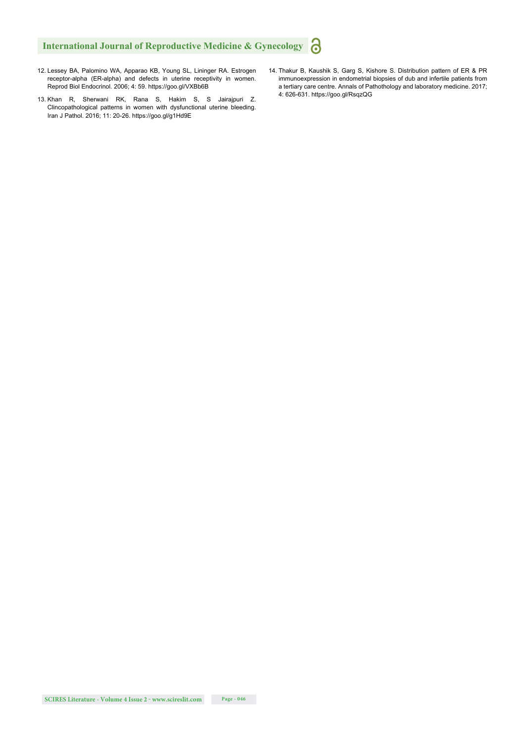12. Lessey BA, Palomino WA, Apparao KB, Young SL, Lininger RA. Estrogen receptor-alpha (ER-alpha) and defects in uterine receptivity in women. Reprod Biol Endocrinol. 2006; 4: 59. https://goo.gl/VXBb6B

13. Khan R, Sherwani RK, Rana S, Hakim S, S Jairajpuri Z. Clincopathological patterns in women with dysfunctional uterine bleeding. Iran J Pathol. 2016; 11: 20-26. https://goo.gl/g1Hd9E

14. Thakur B, Kaushik S, Garg S, Kishore S. Distribution pattern of ER & PR immunoexpression in endometrial biopsies of dub and infertile patients from a tertiary care centre. Annals of Pathothology and laboratory medicine. 2017; 4: 626-631. https://goo.gl/RsqzQG